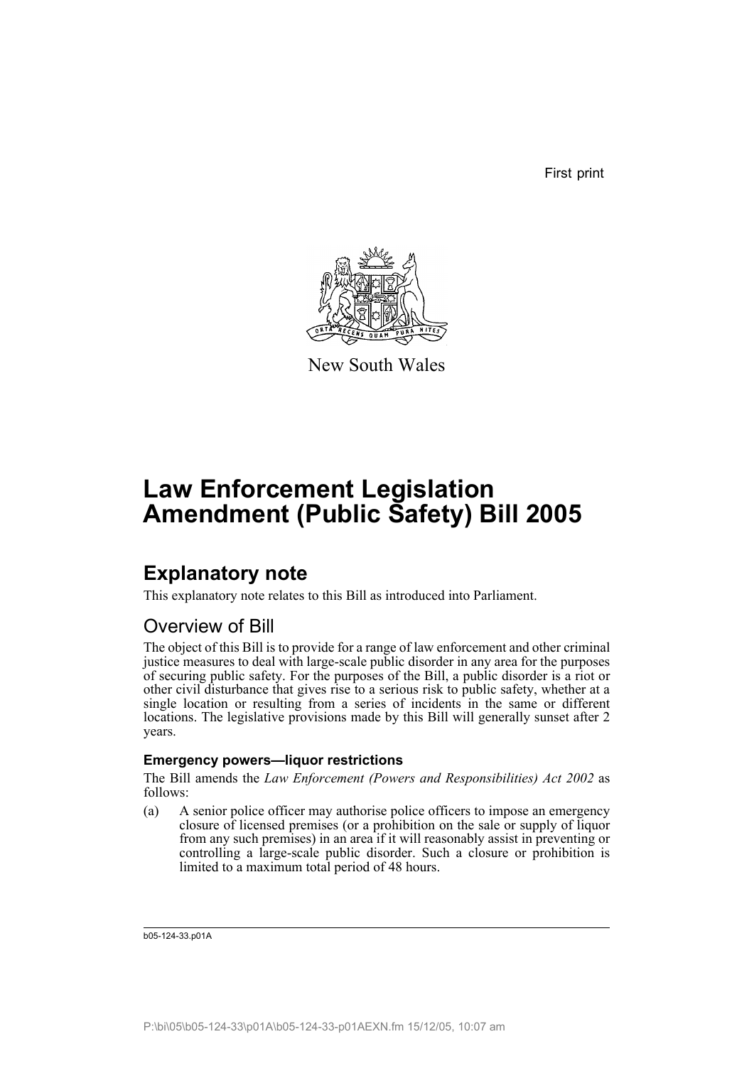First print

New South Wales

# Law Enforcement Legislation Amendment (Public Safety) Bill 2005

## Explanatory note

This explanatory note relates to this Bill as introduced into Parliament.

## Overview of Bill

The object of this Bill is to provide for a range of law enforcement and other criminal justice measures to deal with large-scale public disorder in any area for the purposes of securing public safety. For the purposes of the Bill, a public disorder is a riot or other civil disturbance that gives rise to a serious risk to public safety, whether at a single location or resulting from a series of incidents in the same or different locations. The legislative provisions made by this Bill will generally sunset after 2 years.

### Emergency powers—liquor restrictions

The Bill amends the *Law Enforcement (Powers and Responsibilities) Act 2002* as follows:

(a) A senior police officer may authorise police officers to impose an emergency closure of licensed premises (or a prohibition on the sale or supply of liquor from any such premises) in an area if it will reasonably assist in preventing or controlling a large-scale public disorder. Such a closure or prohibition is limited to a maximum total period of 48 hours.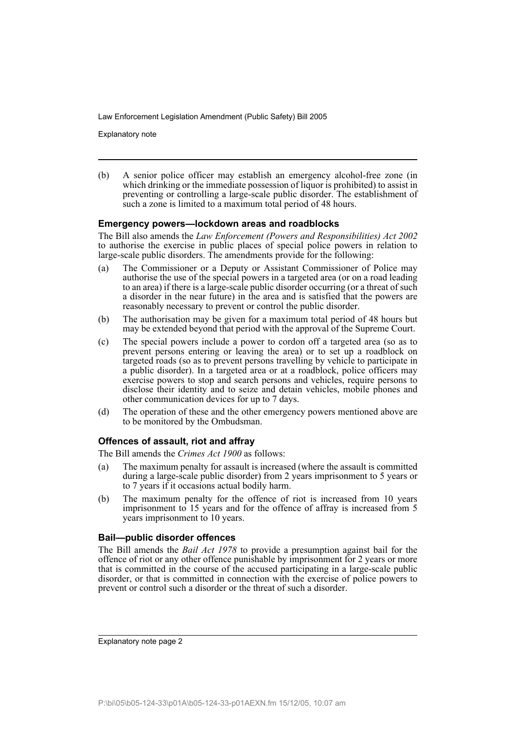(b) A senior police officer may establish an emergency alcohol-free zone (in which drinking or the immediate possession of liquor is prohibited) to assist in preventing or controlling a large-scale public disorder. The establishment of such a zone is limited to a maximum total period of 48 hours.

### Emergency powers—lockdown areas and roadblocks

The Bill also amends the *Law Enforcement (Powers and Responsibilities) Act 2002* to authorise the exercise in public places of special police powers in relation to large-scale public disorders. The amendments provide for the following:

(a) The Commissioner or a Deputy or Assistant Commissioner of Police may authorise the use of the special powers in a targeted area (or on a road leading to an area) if there is a large-scale public disorder occurring (or a threat of such a disorder in the near future) in the area and is satisfied that the powers are reasonably necessary to prevent or control the public disorder.

(b) The authorisation may be given for a maximum total period of 48 hours but may be extended beyond that period with the approval of the Supreme Court.

(c) The special powers include a power to cordon off a targeted area (so as to prevent persons entering or leaving the area) or to set up a roadblock on targeted roads (so as to prevent persons travelling by vehicle to participate in a public disorder). In a targeted area or at a roadblock, police officers may exercise powers to stop and search persons and vehicles, require persons to disclose their identity and to seize and detain vehicles, mobile phones and other communication devices for up to 7 days.

(d) The operation of these and the other emergency powers mentioned above are to be monitored by the Ombudsman.

### Offences of assault, riot and affray

The Bill amends the *Crimes Act 1900* as follows:

(a) The maximum penalty for assault is increased (where the assault is committed during a large-scale public disorder) from 2 years imprisonment to 5 years or to 7 years if it occasions actual bodily harm.

(b) The maximum penalty for the offence of riot is increased from 10 years imprisonment to 15 years and for the offence of affray is increased from 5 years imprisonment to 10 years.

### Bail—public disorder offences

The Bill amends the *Bail Act 1978* to provide a presumption against bail for the offence of riot or any other offence punishable by imprisonment for 2 years or more that is committed in the course of the accused participating in a large-scale public disorder, or that is committed in connection with the exercise of police powers to prevent or control such a disorder or the threat of such a disorder.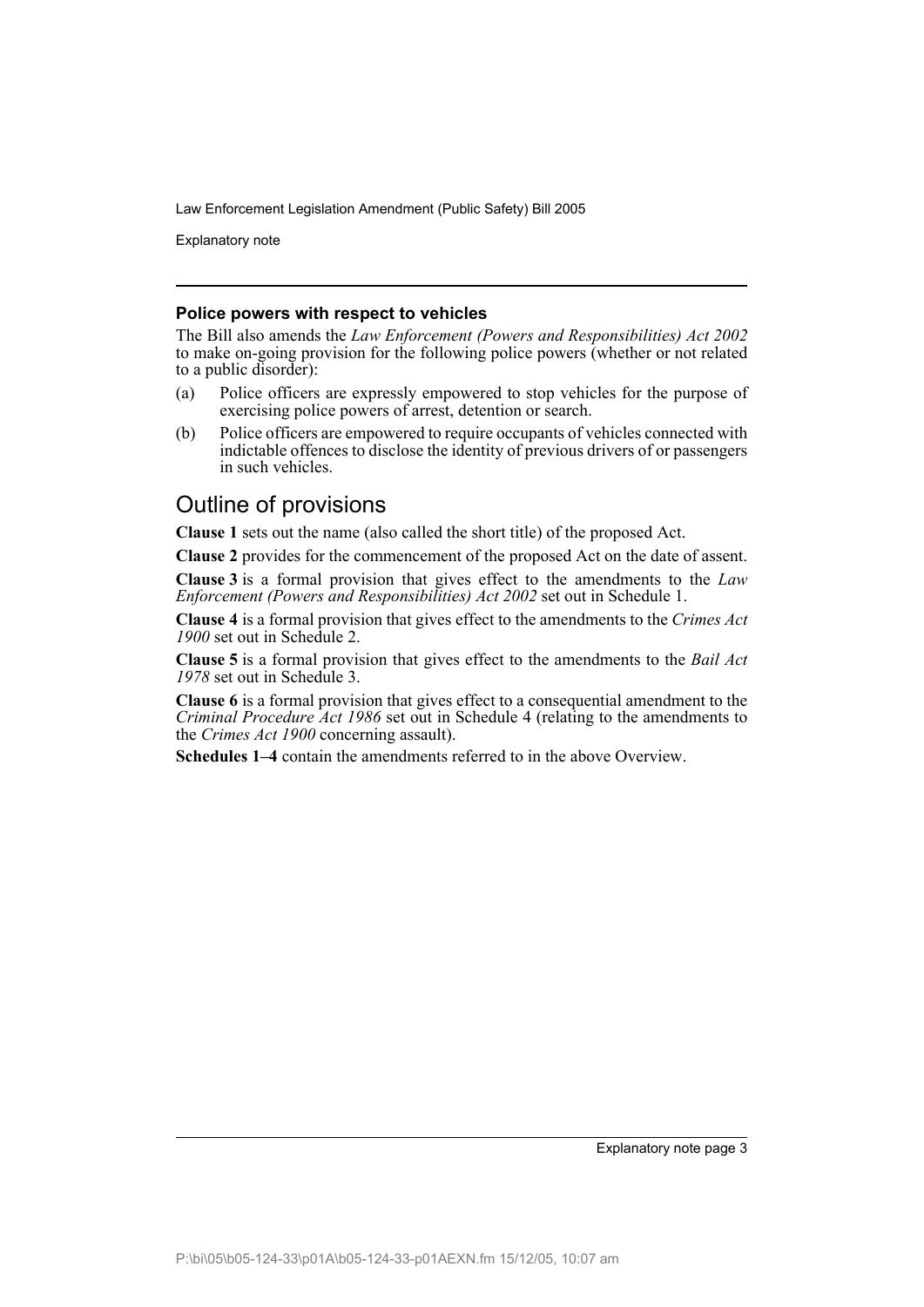### Police powers with respect to vehicles

The Bill also amends the *Law Enforcement (Powers and Responsibilities) Act 2002* to make on-going provision for the following police powers (whether or not related to a public disorder):

(a) Police officers are expressly empowered to stop vehicles for the purpose of exercising police powers of arrest, detention or search.

(b) Police officers are empowered to require occupants of vehicles connected with indictable offences to disclose the identity of previous drivers of or passengers in such vehicles.

## Outline of provisions

**Clause 1** sets out the name (also called the short title) of the proposed Act.

**Clause 2** provides for the commencement of the proposed Act on the date of assent.

**Clause 3** is a formal provision that gives effect to the amendments to the *Law Enforcement (Powers and Responsibilities) Act 2002* set out in Schedule 1.

**Clause 4** is a formal provision that gives effect to the amendments to the *Crimes Act 1900* set out in Schedule 2.

**Clause 5** is a formal provision that gives effect to the amendments to the *Bail Act 1978* set out in Schedule 3.

**Clause 6** is a formal provision that gives effect to a consequential amendment to the *Criminal Procedure Act 1986* set out in Schedule 4 (relating to the amendments to the *Crimes Act 1900* concerning assault).

**Schedules 1–4** contain the amendments referred to in the above Overview.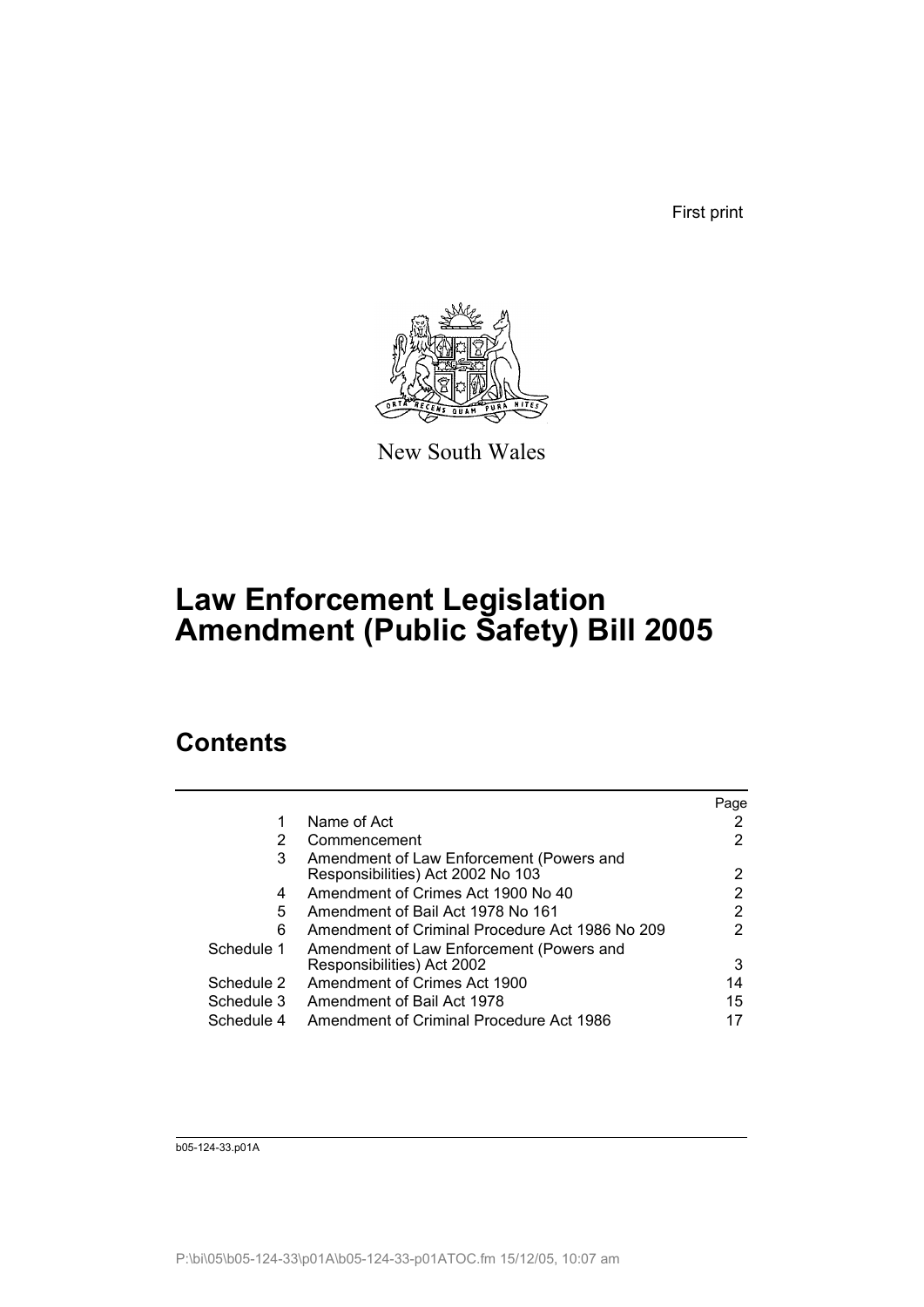First print

New South Wales

# Law Enforcement Legislation Amendment (Public Safety) Bill 2005

## Contents

| | | Page |
|---|---|---|
| 1 | Name of Act | 2 |
| 2 | Commencement | 2 |
| 3 | Amendment of Law Enforcement (Powers and Responsibilities) Act 2002 No 103 | 2 |
| 4 | Amendment of Crimes Act 1900 No 40 | 2 |
| 5 | Amendment of Bail Act 1978 No 161 | 2 |
| 6 | Amendment of Criminal Procedure Act 1986 No 209 | 2 |
| Schedule 1 | Amendment of Law Enforcement (Powers and Responsibilities) Act 2002 | 3 |
| Schedule 2 | Amendment of Crimes Act 1900 | 14 |
| Schedule 3 | Amendment of Bail Act 1978 | 15 |
| Schedule 4 | Amendment of Criminal Procedure Act 1986 | 17 |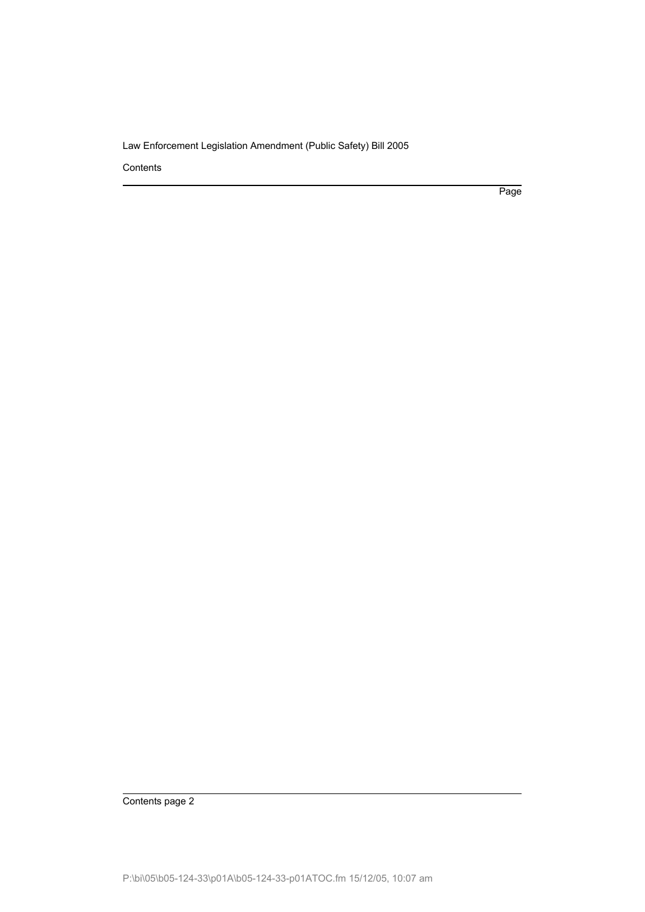Page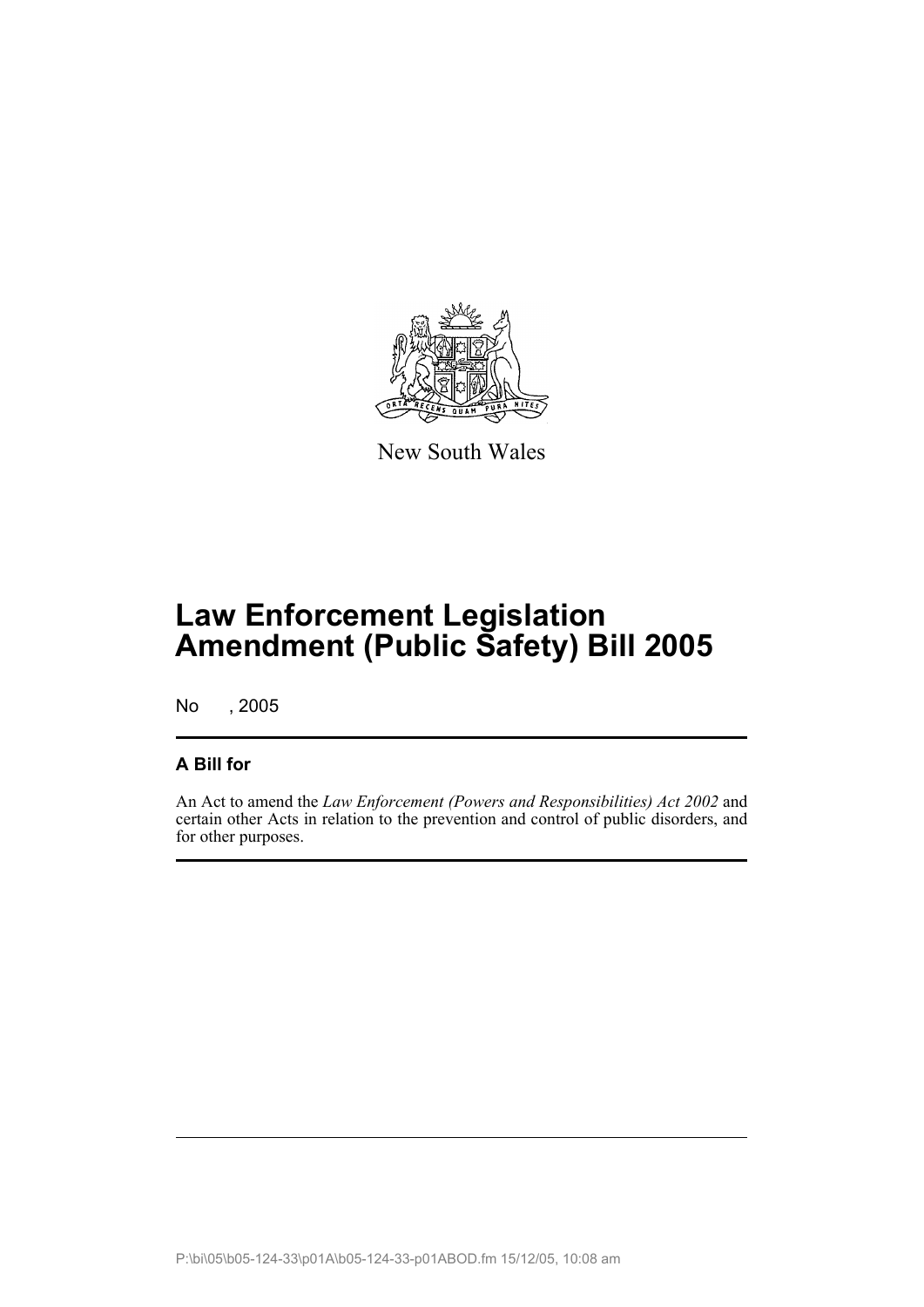New South Wales

# Law Enforcement Legislation Amendment (Public Safety) Bill 2005

No , 2005

## A Bill for

An Act to amend the *Law Enforcement (Powers and Responsibilities) Act 2002* and certain other Acts in relation to the prevention and control of public disorders, and for other purposes.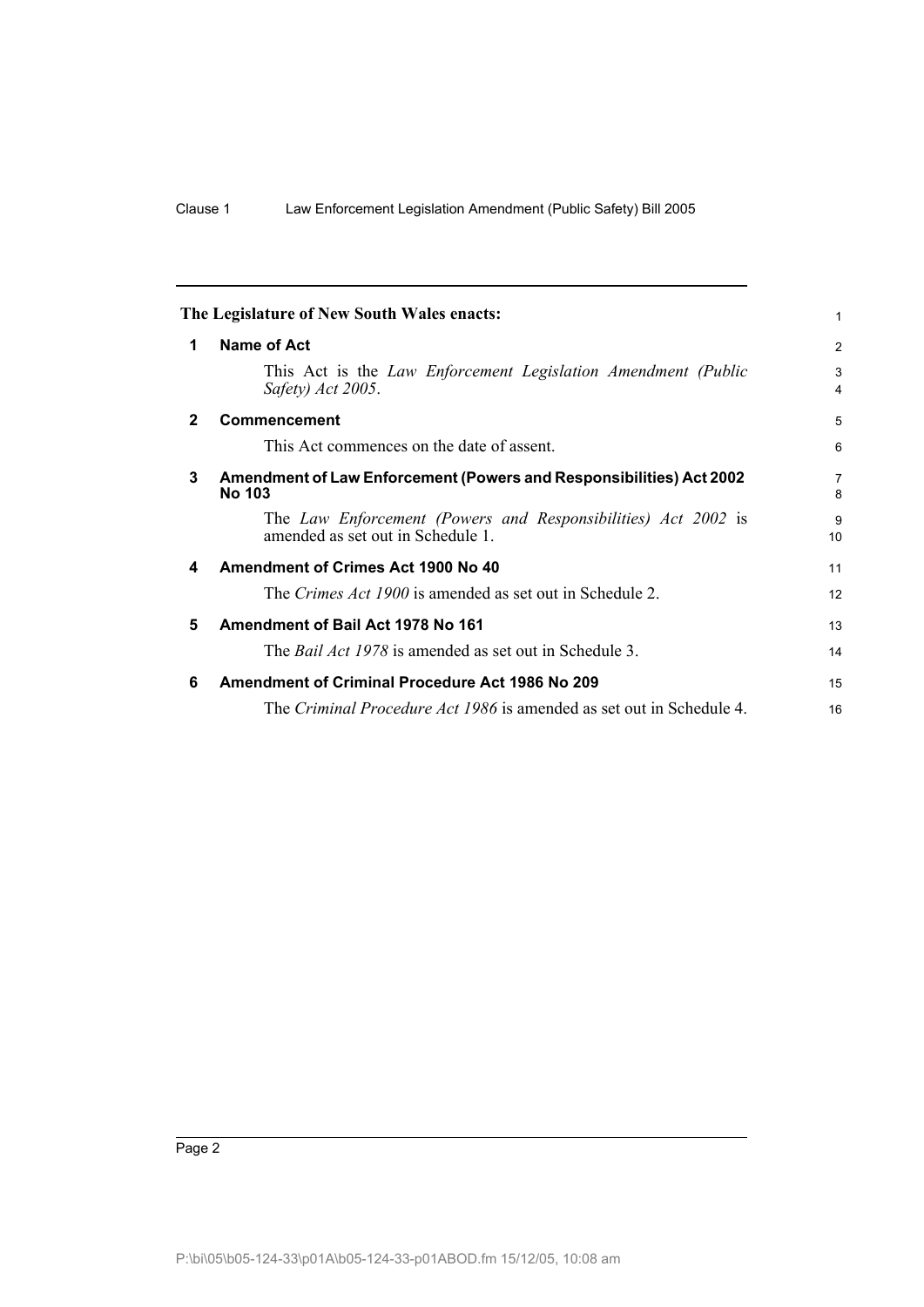**The Legislature of New South Wales enacts:**

## 1 Name of Act

This Act is the *Law Enforcement Legislation Amendment (Public Safety) Act 2005*.

## 2 Commencement

This Act commences on the date of assent.

## 3 Amendment of Law Enforcement (Powers and Responsibilities) Act 2002 No 103

The *Law Enforcement (Powers and Responsibilities) Act 2002* is amended as set out in Schedule 1.

## 4 Amendment of Crimes Act 1900 No 40

The *Crimes Act 1900* is amended as set out in Schedule 2.

## 5 Amendment of Bail Act 1978 No 161

The *Bail Act 1978* is amended as set out in Schedule 3.

## 6 Amendment of Criminal Procedure Act 1986 No 209

The *Criminal Procedure Act 1986* is amended as set out in Schedule 4.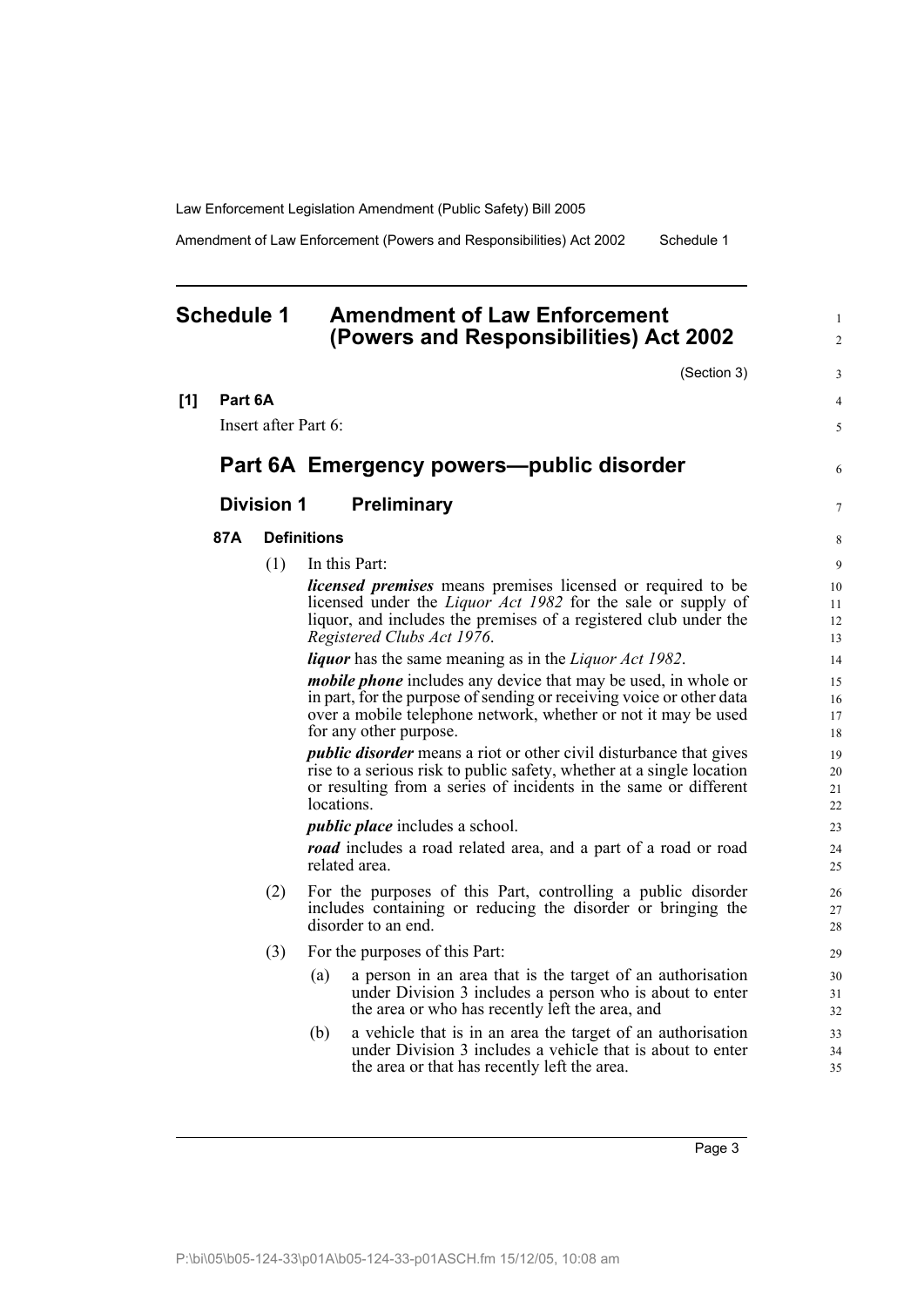# Schedule 1 Amendment of Law Enforcement (Powers and Responsibilities) Act 2002

(Section 3)

**[1] Part 6A**

Insert after Part 6:

## Part 6A Emergency powers—public disorder

### Division 1 Preliminary

**87A Definitions**

(1) In this Part:

***licensed premises*** means premises licensed or required to be licensed under the *Liquor Act 1982* for the sale or supply of liquor, and includes the premises of a registered club under the *Registered Clubs Act 1976*.

***liquor*** has the same meaning as in the *Liquor Act 1982*.

***mobile phone*** includes any device that may be used, in whole or in part, for the purpose of sending or receiving voice or other data over a mobile telephone network, whether or not it may be used for any other purpose.

***public disorder*** means a riot or other civil disturbance that gives rise to a serious risk to public safety, whether at a single location or resulting from a series of incidents in the same or different locations.

***public place*** includes a school.

***road*** includes a road related area, and a part of a road or road related area.

(2) For the purposes of this Part, controlling a public disorder includes containing or reducing the disorder or bringing the disorder to an end.

(3) For the purposes of this Part:

(a) a person in an area that is the target of an authorisation under Division 3 includes a person who is about to enter the area or who has recently left the area, and

(b) a vehicle that is in an area the target of an authorisation under Division 3 includes a vehicle that is about to enter the area or that has recently left the area.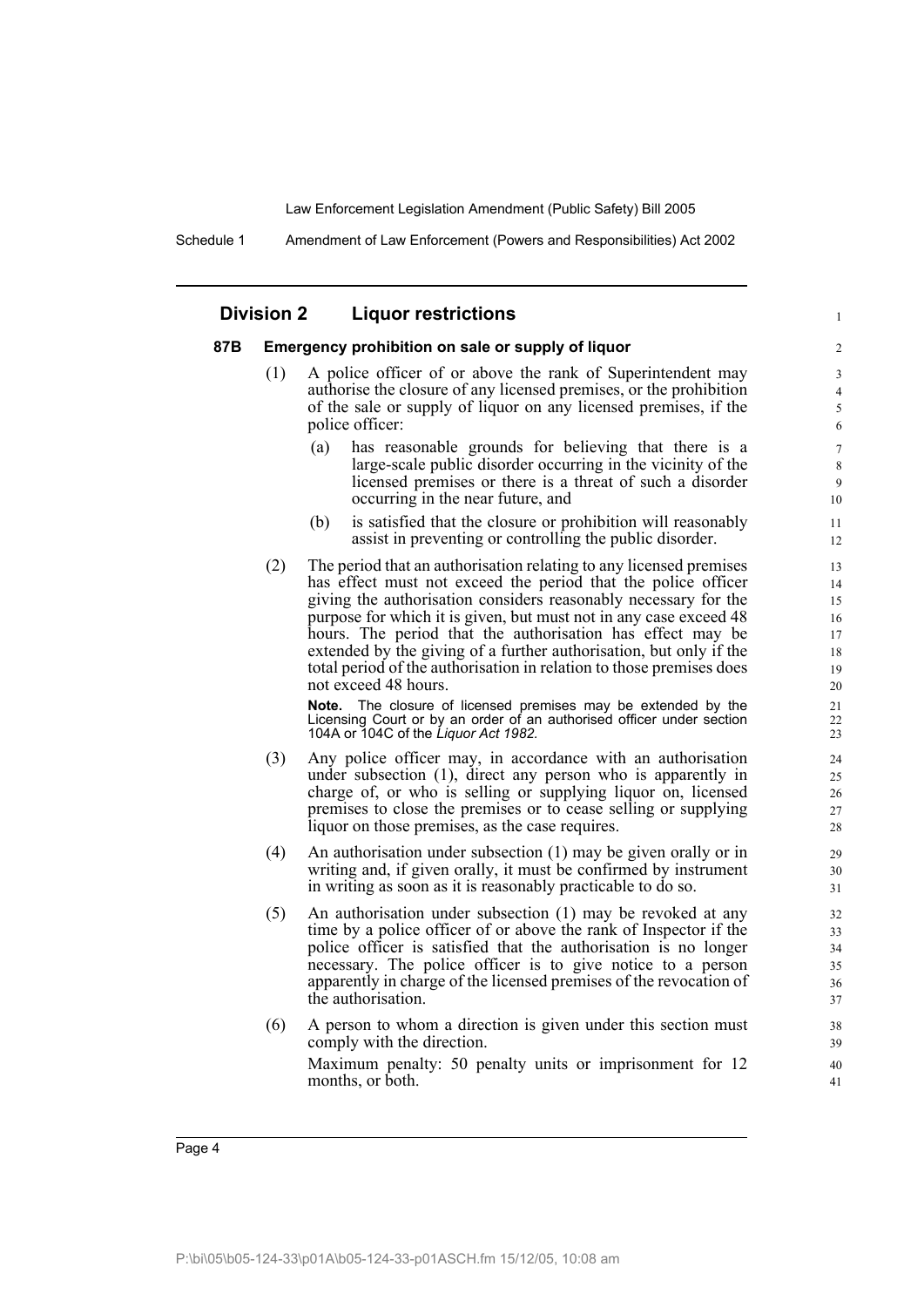## Division 2 Liquor restrictions

### 87B Emergency prohibition on sale or supply of liquor

(1) A police officer of or above the rank of Superintendent may authorise the closure of any licensed premises, or the prohibition of the sale or supply of liquor on any licensed premises, if the police officer:

(a) has reasonable grounds for believing that there is a large-scale public disorder occurring in the vicinity of the licensed premises or there is a threat of such a disorder occurring in the near future, and

(b) is satisfied that the closure or prohibition will reasonably assist in preventing or controlling the public disorder.

(2) The period that an authorisation relating to any licensed premises has effect must not exceed the period that the police officer giving the authorisation considers reasonably necessary for the purpose for which it is given, but must not in any case exceed 48 hours. The period that the authorisation has effect may be extended by the giving of a further authorisation, but only if the total period of the authorisation in relation to those premises does not exceed 48 hours.

**Note.** The closure of licensed premises may be extended by the Licensing Court or by an order of an authorised officer under section 104A or 104C of the *Liquor Act 1982*.

(3) Any police officer may, in accordance with an authorisation under subsection (1), direct any person who is apparently in charge of, or who is selling or supplying liquor on, licensed premises to close the premises or to cease selling or supplying liquor on those premises, as the case requires.

(4) An authorisation under subsection (1) may be given orally or in writing and, if given orally, it must be confirmed by instrument in writing as soon as it is reasonably practicable to do so.

(5) An authorisation under subsection (1) may be revoked at any time by a police officer of or above the rank of Inspector if the police officer is satisfied that the authorisation is no longer necessary. The police officer is to give notice to a person apparently in charge of the licensed premises of the revocation of the authorisation.

(6) A person to whom a direction is given under this section must comply with the direction.

Maximum penalty: 50 penalty units or imprisonment for 12 months, or both.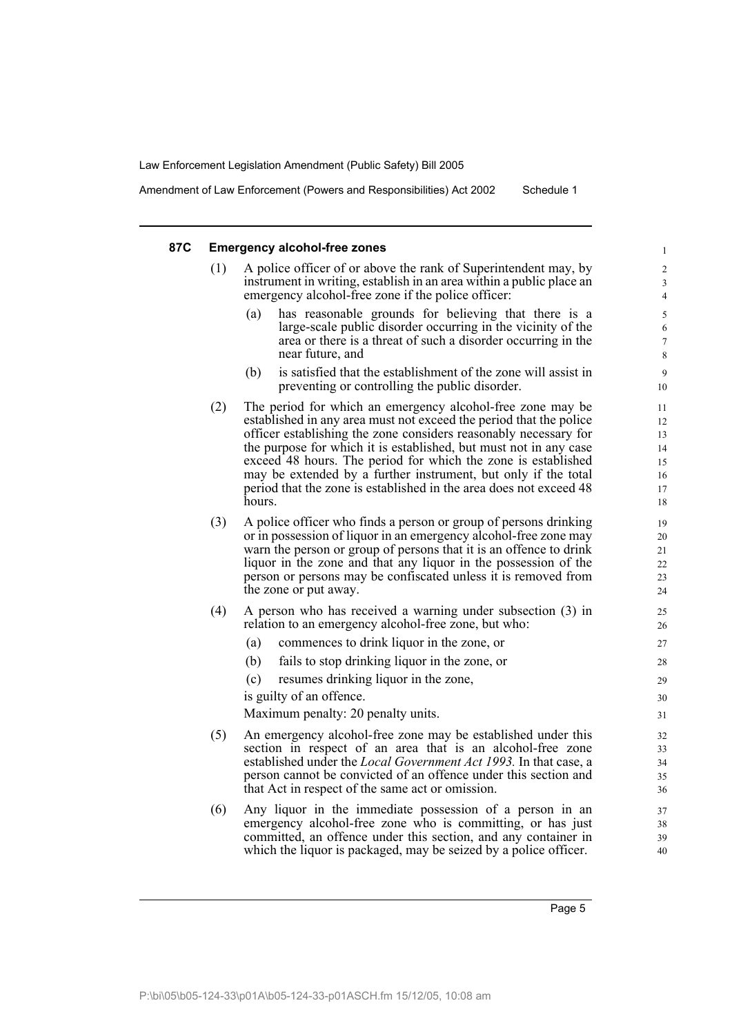### 87C Emergency alcohol-free zones

(1) A police officer of or above the rank of Superintendent may, by instrument in writing, establish in an area within a public place an emergency alcohol-free zone if the police officer:

- (a) has reasonable grounds for believing that there is a large-scale public disorder occurring in the vicinity of the area or there is a threat of such a disorder occurring in the near future, and
- (b) is satisfied that the establishment of the zone will assist in preventing or controlling the public disorder.

(2) The period for which an emergency alcohol-free zone may be established in any area must not exceed the period that the police officer establishing the zone considers reasonably necessary for the purpose for which it is established, but must not in any case exceed 48 hours. The period for which the zone is established may be extended by a further instrument, but only if the total period that the zone is established in the area does not exceed 48 hours.

(3) A police officer who finds a person or group of persons drinking or in possession of liquor in an emergency alcohol-free zone may warn the person or group of persons that it is an offence to drink liquor in the zone and that any liquor in the possession of the person or persons may be confiscated unless it is removed from the zone or put away.

(4) A person who has received a warning under subsection (3) in relation to an emergency alcohol-free zone, but who:

- (a) commences to drink liquor in the zone, or
- (b) fails to stop drinking liquor in the zone, or
- (c) resumes drinking liquor in the zone,

is guilty of an offence.

Maximum penalty: 20 penalty units.

(5) An emergency alcohol-free zone may be established under this section in respect of an area that is an alcohol-free zone established under the *Local Government Act 1993*. In that case, a person cannot be convicted of an offence under this section and that Act in respect of the same act or omission.

(6) Any liquor in the immediate possession of a person in an emergency alcohol-free zone who is committing, or has just committed, an offence under this section, and any container in which the liquor is packaged, may be seized by a police officer.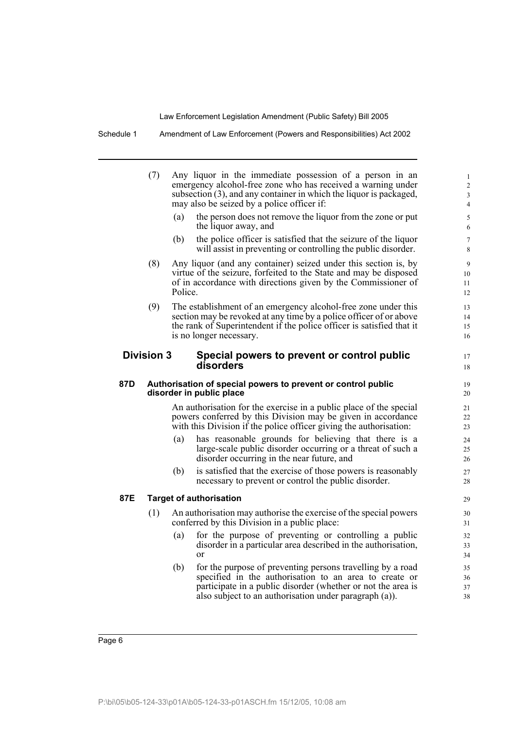(7) Any liquor in the immediate possession of a person in an emergency alcohol-free zone who has received a warning under subsection (3), and any container in which the liquor is packaged, may also be seized by a police officer if:

- (a) the person does not remove the liquor from the zone or put the liquor away, and
- (b) the police officer is satisfied that the seizure of the liquor will assist in preventing or controlling the public disorder.

(8) Any liquor (and any container) seized under this section is, by virtue of the seizure, forfeited to the State and may be disposed of in accordance with directions given by the Commissioner of Police.

(9) The establishment of an emergency alcohol-free zone under this section may be revoked at any time by a police officer of or above the rank of Superintendent if the police officer is satisfied that it is no longer necessary.

## Division 3 Special powers to prevent or control public disorders

### 87D Authorisation of special powers to prevent or control public disorder in public place

An authorisation for the exercise in a public place of the special powers conferred by this Division may be given in accordance with this Division if the police officer giving the authorisation:

- (a) has reasonable grounds for believing that there is a large-scale public disorder occurring or a threat of such a disorder occurring in the near future, and
- (b) is satisfied that the exercise of those powers is reasonably necessary to prevent or control the public disorder.

### 87E Target of authorisation

(1) An authorisation may authorise the exercise of the special powers conferred by this Division in a public place:

- (a) for the purpose of preventing or controlling a public disorder in a particular area described in the authorisation, or
- (b) for the purpose of preventing persons travelling by a road specified in the authorisation to an area to create or participate in a public disorder (whether or not the area is also subject to an authorisation under paragraph (a)).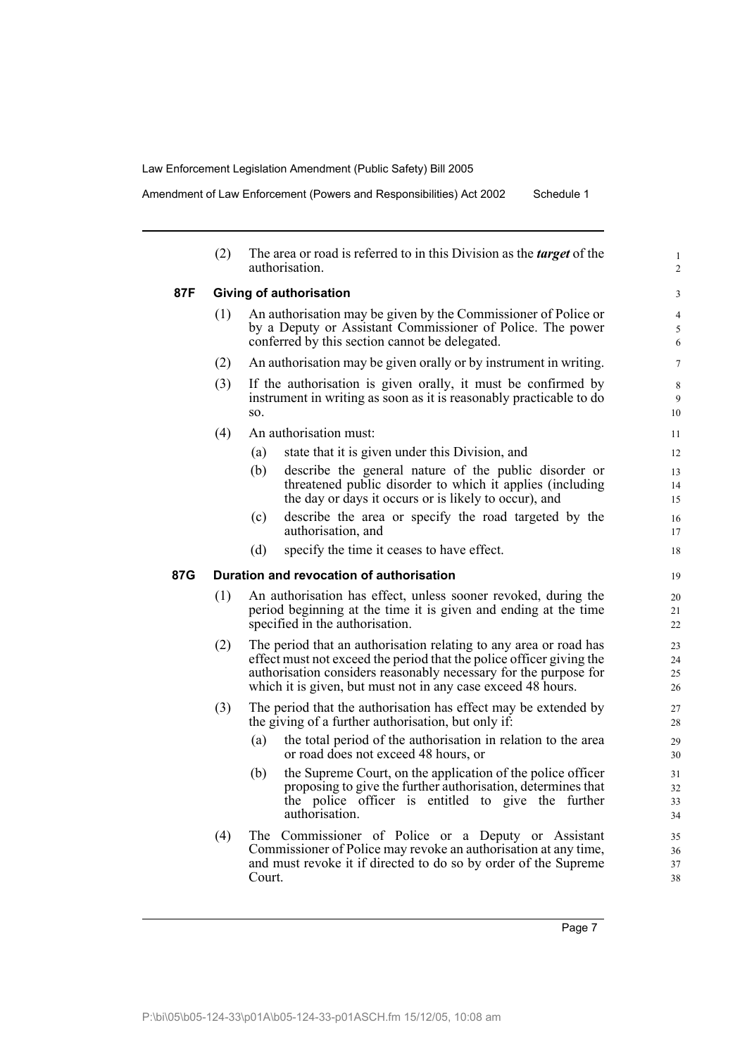(2) The area or road is referred to in this Division as the ***target*** of the authorisation.

### 87F Giving of authorisation

(1) An authorisation may be given by the Commissioner of Police or by a Deputy or Assistant Commissioner of Police. The power conferred by this section cannot be delegated.

(2) An authorisation may be given orally or by instrument in writing.

(3) If the authorisation is given orally, it must be confirmed by instrument in writing as soon as it is reasonably practicable to do so.

(4) An authorisation must:

- (a) state that it is given under this Division, and
- (b) describe the general nature of the public disorder or threatened public disorder to which it applies (including the day or days it occurs or is likely to occur), and
- (c) describe the area or specify the road targeted by the authorisation, and
- (d) specify the time it ceases to have effect.

### 87G Duration and revocation of authorisation

(1) An authorisation has effect, unless sooner revoked, during the period beginning at the time it is given and ending at the time specified in the authorisation.

(2) The period that an authorisation relating to any area or road has effect must not exceed the period that the police officer giving the authorisation considers reasonably necessary for the purpose for which it is given, but must not in any case exceed 48 hours.

(3) The period that the authorisation has effect may be extended by the giving of a further authorisation, but only if:

- (a) the total period of the authorisation in relation to the area or road does not exceed 48 hours, or
- (b) the Supreme Court, on the application of the police officer proposing to give the further authorisation, determines that the police officer is entitled to give the further authorisation.

(4) The Commissioner of Police or a Deputy or Assistant Commissioner of Police may revoke an authorisation at any time, and must revoke it if directed to do so by order of the Supreme Court.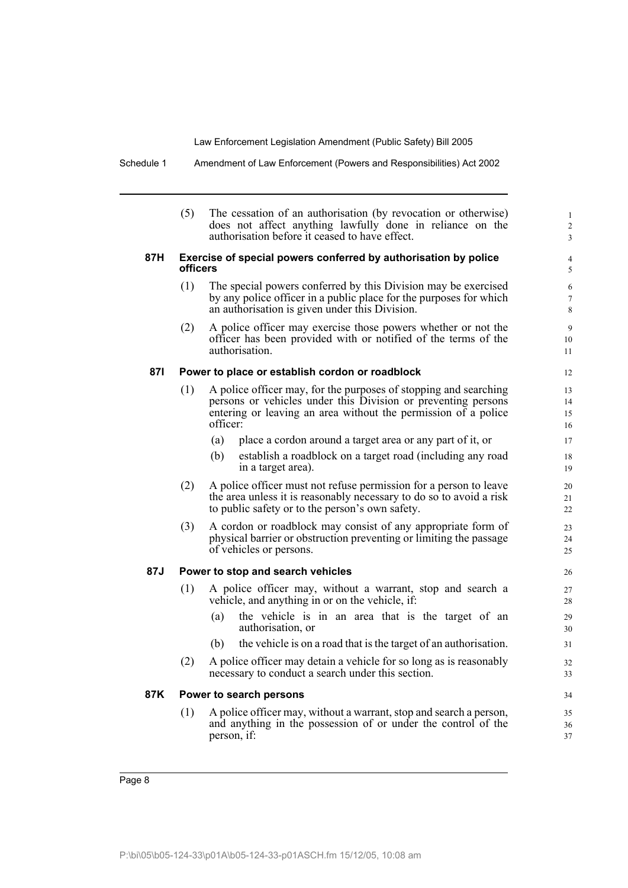(5) The cessation of an authorisation (by revocation or otherwise) does not affect anything lawfully done in reliance on the authorisation before it ceased to have effect.

**87H Exercise of special powers conferred by authorisation by police officers**

(1) The special powers conferred by this Division may be exercised by any police officer in a public place for the purposes for which an authorisation is given under this Division.

(2) A police officer may exercise those powers whether or not the officer has been provided with or notified of the terms of the authorisation.

**87I Power to place or establish cordon or roadblock**

(1) A police officer may, for the purposes of stopping and searching persons or vehicles under this Division or preventing persons entering or leaving an area without the permission of a police officer:

- (a) place a cordon around a target area or any part of it, or
- (b) establish a roadblock on a target road (including any road in a target area).

(2) A police officer must not refuse permission for a person to leave the area unless it is reasonably necessary to do so to avoid a risk to public safety or to the person's own safety.

(3) A cordon or roadblock may consist of any appropriate form of physical barrier or obstruction preventing or limiting the passage of vehicles or persons.

**87J Power to stop and search vehicles**

(1) A police officer may, without a warrant, stop and search a vehicle, and anything in or on the vehicle, if:

- (a) the vehicle is in an area that is the target of an authorisation, or
- (b) the vehicle is on a road that is the target of an authorisation.

(2) A police officer may detain a vehicle for so long as is reasonably necessary to conduct a search under this section.

**87K Power to search persons**

(1) A police officer may, without a warrant, stop and search a person, and anything in the possession of or under the control of the person, if: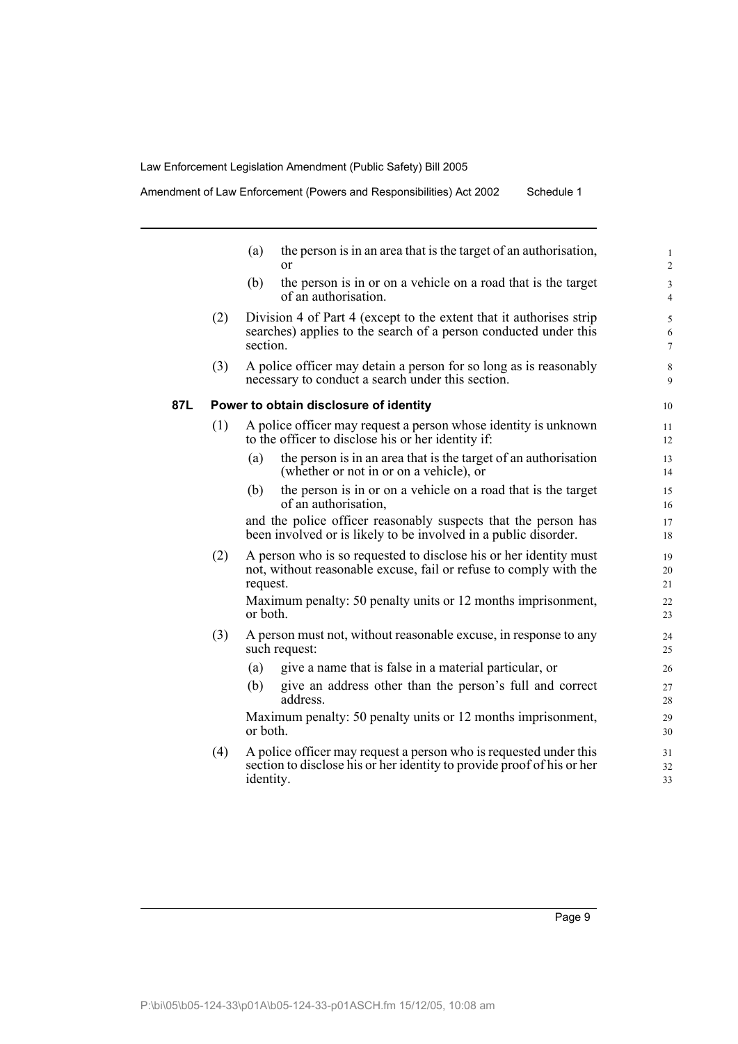(a) the person is in an area that is the target of an authorisation, or

(b) the person is in or on a vehicle on a road that is the target of an authorisation.

(2) Division 4 of Part 4 (except to the extent that it authorises strip searches) applies to the search of a person conducted under this section.

(3) A police officer may detain a person for so long as is reasonably necessary to conduct a search under this section.

**87L Power to obtain disclosure of identity**

(1) A police officer may request a person whose identity is unknown to the officer to disclose his or her identity if:

(a) the person is in an area that is the target of an authorisation (whether or not in or on a vehicle), or

(b) the person is in or on a vehicle on a road that is the target of an authorisation,

and the police officer reasonably suspects that the person has been involved or is likely to be involved in a public disorder.

(2) A person who is so requested to disclose his or her identity must not, without reasonable excuse, fail or refuse to comply with the request.

Maximum penalty: 50 penalty units or 12 months imprisonment, or both.

(3) A person must not, without reasonable excuse, in response to any such request:

(a) give a name that is false in a material particular, or

(b) give an address other than the person's full and correct address.

Maximum penalty: 50 penalty units or 12 months imprisonment, or both.

(4) A police officer may request a person who is requested under this section to disclose his or her identity to provide proof of his or her identity.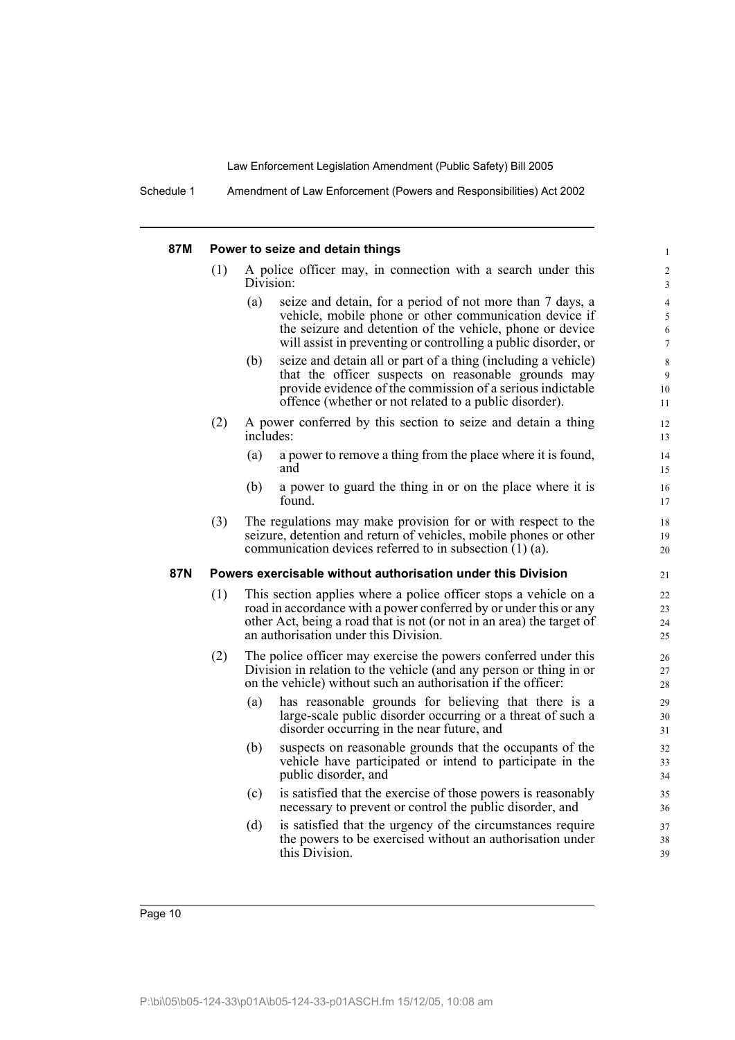### 87M Power to seize and detain things

(1) A police officer may, in connection with a search under this Division:

- (a) seize and detain, for a period of not more than 7 days, a vehicle, mobile phone or other communication device if the seizure and detention of the vehicle, phone or device will assist in preventing or controlling a public disorder, or
- (b) seize and detain all or part of a thing (including a vehicle) that the officer suspects on reasonable grounds may provide evidence of the commission of a serious indictable offence (whether or not related to a public disorder).

(2) A power conferred by this section to seize and detain a thing includes:

- (a) a power to remove a thing from the place where it is found, and
- (b) a power to guard the thing in or on the place where it is found.

(3) The regulations may make provision for or with respect to the seizure, detention and return of vehicles, mobile phones or other communication devices referred to in subsection (1) (a).

### 87N Powers exercisable without authorisation under this Division

(1) This section applies where a police officer stops a vehicle on a road in accordance with a power conferred by or under this or any other Act, being a road that is not (or not in an area) the target of an authorisation under this Division.

(2) The police officer may exercise the powers conferred under this Division in relation to the vehicle (and any person or thing in or on the vehicle) without such an authorisation if the officer:

- (a) has reasonable grounds for believing that there is a large-scale public disorder occurring or a threat of such a disorder occurring in the near future, and
- (b) suspects on reasonable grounds that the occupants of the vehicle have participated or intend to participate in the public disorder, and
- (c) is satisfied that the exercise of those powers is reasonably necessary to prevent or control the public disorder, and
- (d) is satisfied that the urgency of the circumstances require the powers to be exercised without an authorisation under this Division.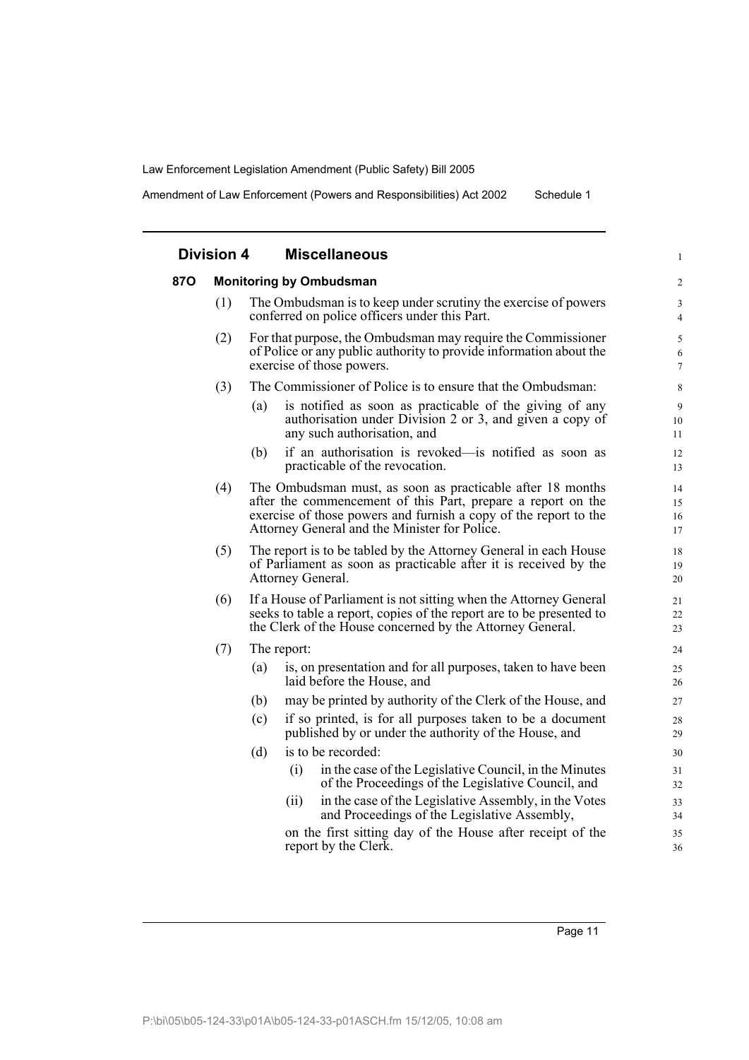## Division 4 Miscellaneous

### 87O Monitoring by Ombudsman

(1) The Ombudsman is to keep under scrutiny the exercise of powers conferred on police officers under this Part.

(2) For that purpose, the Ombudsman may require the Commissioner of Police or any public authority to provide information about the exercise of those powers.

(3) The Commissioner of Police is to ensure that the Ombudsman:

- (a) is notified as soon as practicable of the giving of any authorisation under Division 2 or 3, and given a copy of any such authorisation, and
- (b) if an authorisation is revoked—is notified as soon as practicable of the revocation.

(4) The Ombudsman must, as soon as practicable after 18 months after the commencement of this Part, prepare a report on the exercise of those powers and furnish a copy of the report to the Attorney General and the Minister for Police.

(5) The report is to be tabled by the Attorney General in each House of Parliament as soon as practicable after it is received by the Attorney General.

(6) If a House of Parliament is not sitting when the Attorney General seeks to table a report, copies of the report are to be presented to the Clerk of the House concerned by the Attorney General.

(7) The report:

- (a) is, on presentation and for all purposes, taken to have been laid before the House, and
- (b) may be printed by authority of the Clerk of the House, and
- (c) if so printed, is for all purposes taken to be a document published by or under the authority of the House, and
- (d) is to be recorded:
  - (i) in the case of the Legislative Council, in the Minutes of the Proceedings of the Legislative Council, and
  - (ii) in the case of the Legislative Assembly, in the Votes and Proceedings of the Legislative Assembly,

  on the first sitting day of the House after receipt of the report by the Clerk.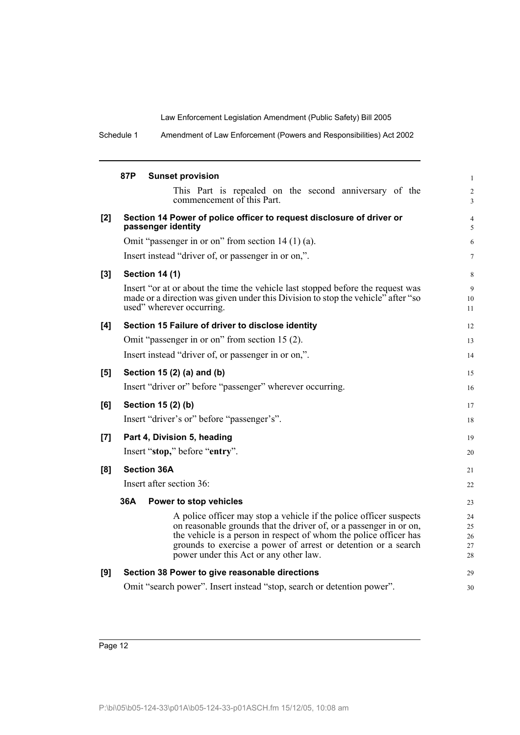#### 87P Sunset provision

This Part is repealed on the second anniversary of the commencement of this Part.

**[2] Section 14 Power of police officer to request disclosure of driver or passenger identity**

Omit "passenger in or on" from section 14 (1) (a).

Insert instead "driver of, or passenger in or on,".

**[3] Section 14 (1)**

Insert "or at or about the time the vehicle last stopped before the request was made or a direction was given under this Division to stop the vehicle" after "so used" wherever occurring.

**[4] Section 15 Failure of driver to disclose identity**

Omit "passenger in or on" from section 15 (2).

Insert instead "driver of, or passenger in or on,".

**[5] Section 15 (2) (a) and (b)**

Insert "driver or" before "passenger" wherever occurring.

**[6] Section 15 (2) (b)**

Insert "driver's or" before "passenger's".

**[7] Part 4, Division 5, heading**

Insert "**stop,**" before "**entry**".

**[8] Section 36A**

Insert after section 36:

#### 36A Power to stop vehicles

A police officer may stop a vehicle if the police officer suspects on reasonable grounds that the driver of, or a passenger in or on, the vehicle is a person in respect of whom the police officer has grounds to exercise a power of arrest or detention or a search power under this Act or any other law.

**[9] Section 38 Power to give reasonable directions**

Omit "search power". Insert instead "stop, search or detention power".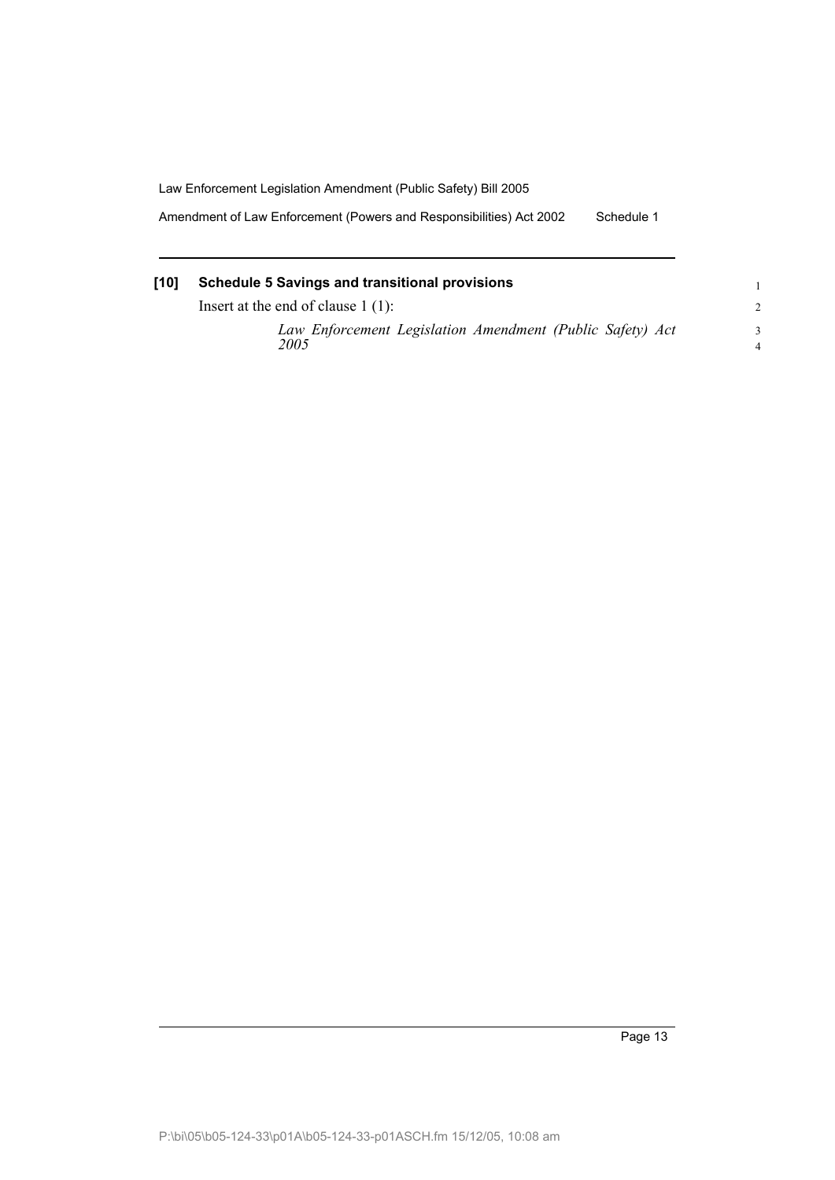**[10] Schedule 5 Savings and transitional provisions**

Insert at the end of clause 1 (1):

*Law Enforcement Legislation Amendment (Public Safety) Act 2005*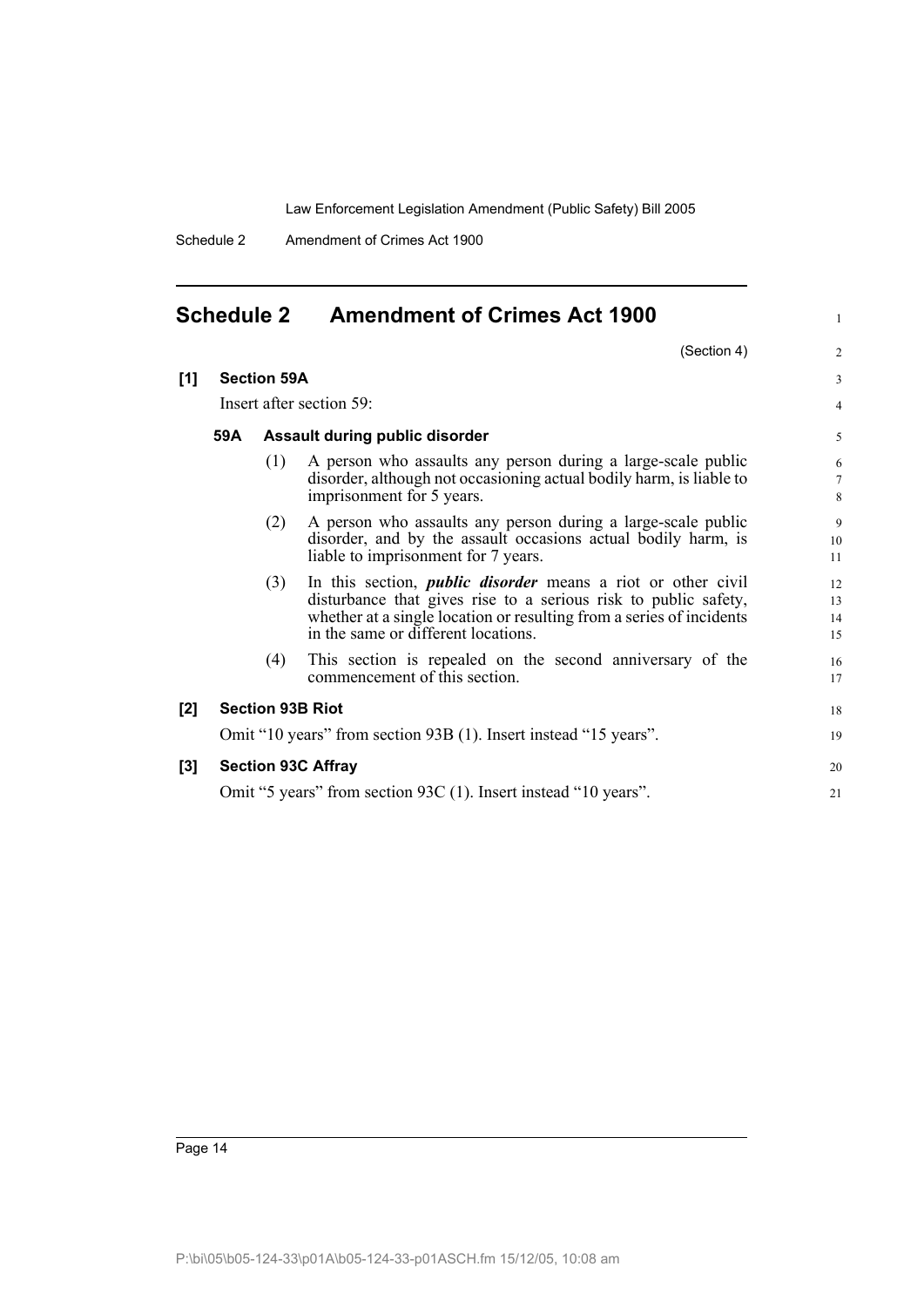## Schedule 2 Amendment of Crimes Act 1900

(Section 4)

**[1] Section 59A**

Insert after section 59:

**59A Assault during public disorder**

(1) A person who assaults any person during a large-scale public disorder, although not occasioning actual bodily harm, is liable to imprisonment for 5 years.

(2) A person who assaults any person during a large-scale public disorder, and by the assault occasions actual bodily harm, is liable to imprisonment for 7 years.

(3) In this section, ***public disorder*** means a riot or other civil disturbance that gives rise to a serious risk to public safety, whether at a single location or resulting from a series of incidents in the same or different locations.

(4) This section is repealed on the second anniversary of the commencement of this section.

**[2] Section 93B Riot**

Omit "10 years" from section 93B (1). Insert instead "15 years".

**[3] Section 93C Affray**

Omit "5 years" from section 93C (1). Insert instead "10 years".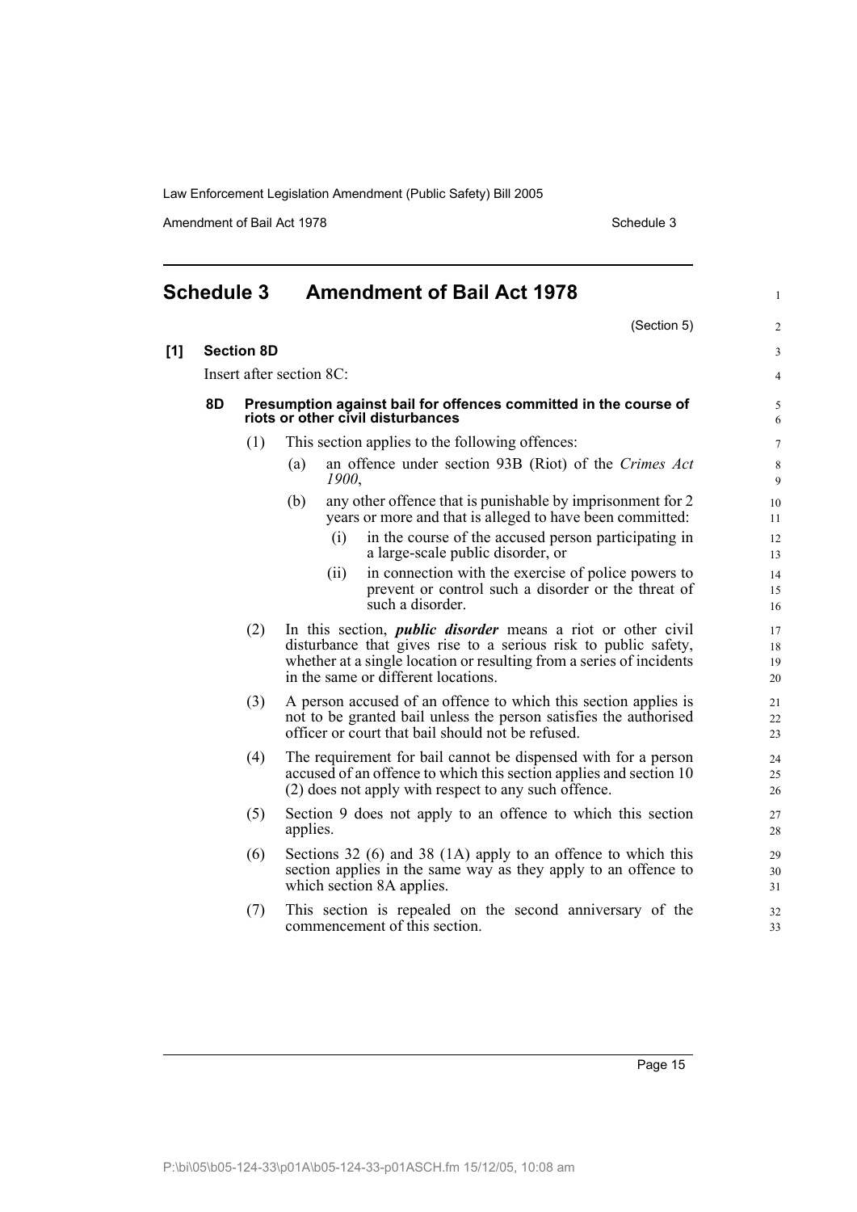## Schedule 3 Amendment of Bail Act 1978

(Section 5)

**[1] Section 8D**

Insert after section 8C:

### 8D Presumption against bail for offences committed in the course of riots or other civil disturbances

(1) This section applies to the following offences:

(a) an offence under section 93B (Riot) of the *Crimes Act 1900*,

(b) any other offence that is punishable by imprisonment for 2 years or more and that is alleged to have been committed:

(i) in the course of the accused person participating in a large-scale public disorder, or

(ii) in connection with the exercise of police powers to prevent or control such a disorder or the threat of such a disorder.

(2) In this section, ***public disorder*** means a riot or other civil disturbance that gives rise to a serious risk to public safety, whether at a single location or resulting from a series of incidents in the same or different locations.

(3) A person accused of an offence to which this section applies is not to be granted bail unless the person satisfies the authorised officer or court that bail should not be refused.

(4) The requirement for bail cannot be dispensed with for a person accused of an offence to which this section applies and section 10 (2) does not apply with respect to any such offence.

(5) Section 9 does not apply to an offence to which this section applies.

(6) Sections 32 (6) and 38 (1A) apply to an offence to which this section applies in the same way as they apply to an offence to which section 8A applies.

(7) This section is repealed on the second anniversary of the commencement of this section.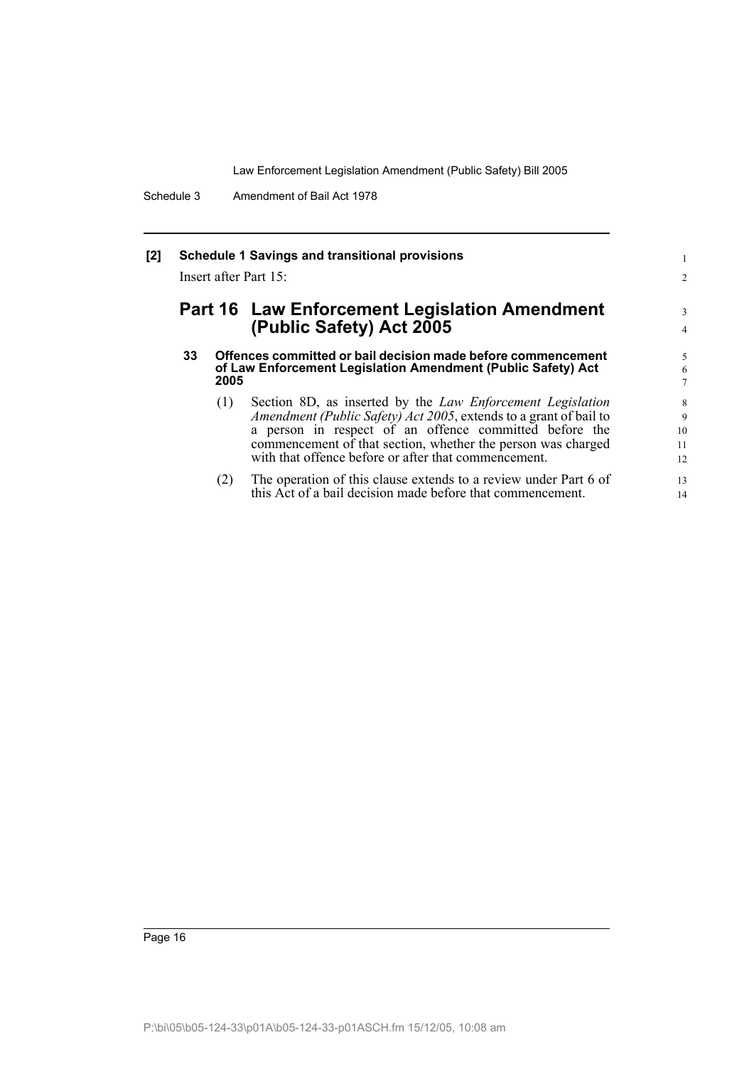**[2] Schedule 1 Savings and transitional provisions**

Insert after Part 15:

## Part 16 Law Enforcement Legislation Amendment (Public Safety) Act 2005

### 33 Offences committed or bail decision made before commencement of Law Enforcement Legislation Amendment (Public Safety) Act 2005

(1) Section 8D, as inserted by the *Law Enforcement Legislation Amendment (Public Safety) Act 2005*, extends to a grant of bail to a person in respect of an offence committed before the commencement of that section, whether the person was charged with that offence before or after that commencement.

(2) The operation of this clause extends to a review under Part 6 of this Act of a bail decision made before that commencement.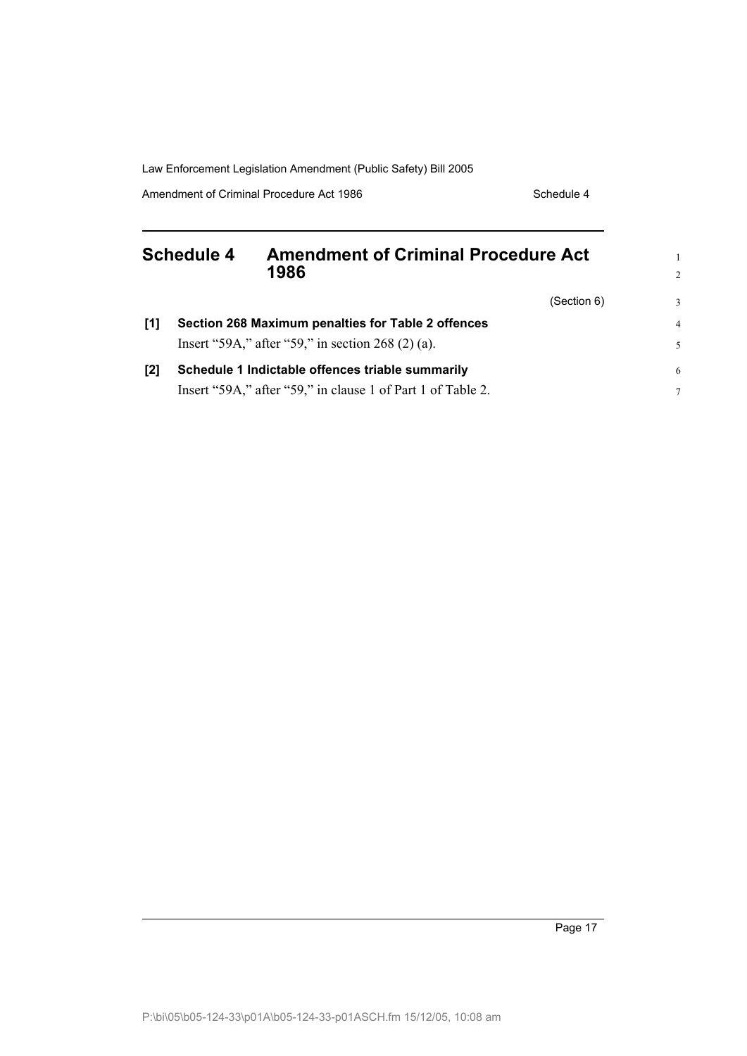## Schedule 4 Amendment of Criminal Procedure Act 1986

(Section 6)

**[1] Section 268 Maximum penalties for Table 2 offences**

Insert "59A," after "59," in section 268 (2) (a).

**[2] Schedule 1 Indictable offences triable summarily**

Insert "59A," after "59," in clause 1 of Part 1 of Table 2.